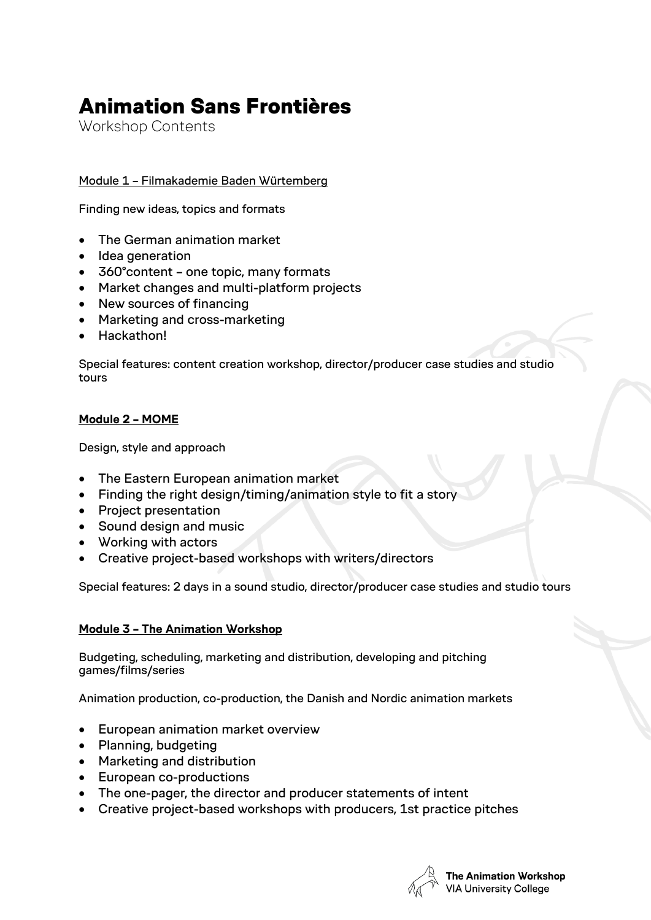# Animation Sans Frontières

Workshop Contents

<u>Module 1 – Filmakademie Baden Würtemberg</u>

Finding new ideas, topics and formats

- The German animation market
- Idea generation
- 360°content – one topic, many formats
- Market changes and multi-platform projects
- New sources of financing
- Marketing and cross-marketing
- Hackathon!

Special features: content creation workshop, director/producer case studies and studio tours

**<u>Module 2 – MOME</u>**

Design, style and approach

- The Eastern European animation market
- Finding the right design/timing/animation style to fit a story
- Project presentation
- Sound design and music
- Working with actors
- Creative project-based workshops with writers/directors

Special features: 2 days in a sound studio, director/producer case studies and studio tours

**<u>Module 3 – The Animation Workshop</u>**

Budgeting, scheduling, marketing and distribution, developing and pitching games/films/series

Animation production, co-production, the Danish and Nordic animation markets

- European animation market overview
- Planning, budgeting
- Marketing and distribution
- European co-productions
- The one-pager, the director and producer statements of intent
- Creative project-based workshops with producers, 1st practice pitches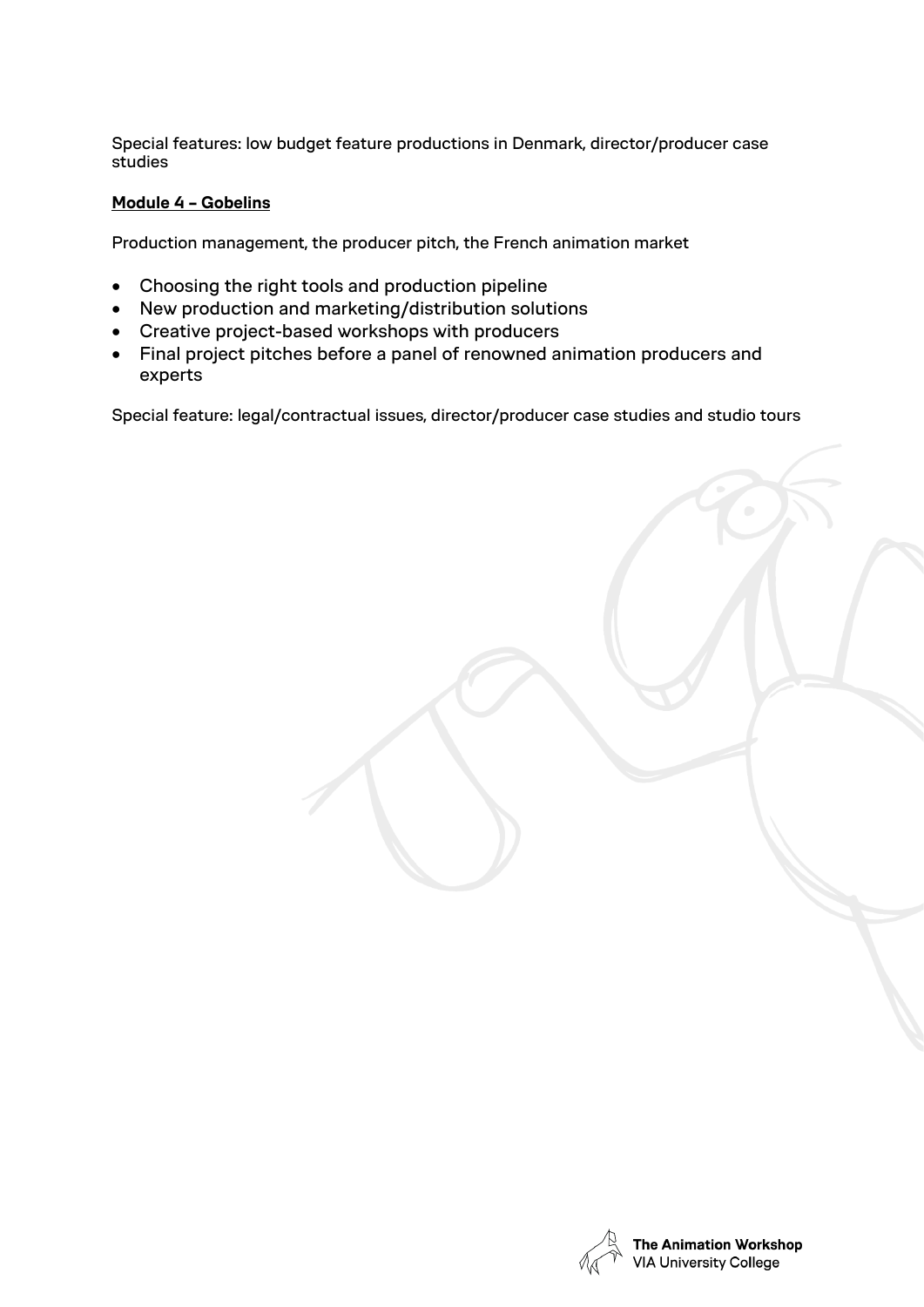Special features: low budget feature productions in Denmark, director/producer case studies

**Module 4 – Gobelins**

Production management, the producer pitch, the French animation market

- Choosing the right tools and production pipeline
- New production and marketing/distribution solutions
- Creative project-based workshops with producers
- Final project pitches before a panel of renowned animation producers and experts

Special feature: legal/contractual issues, director/producer case studies and studio tours